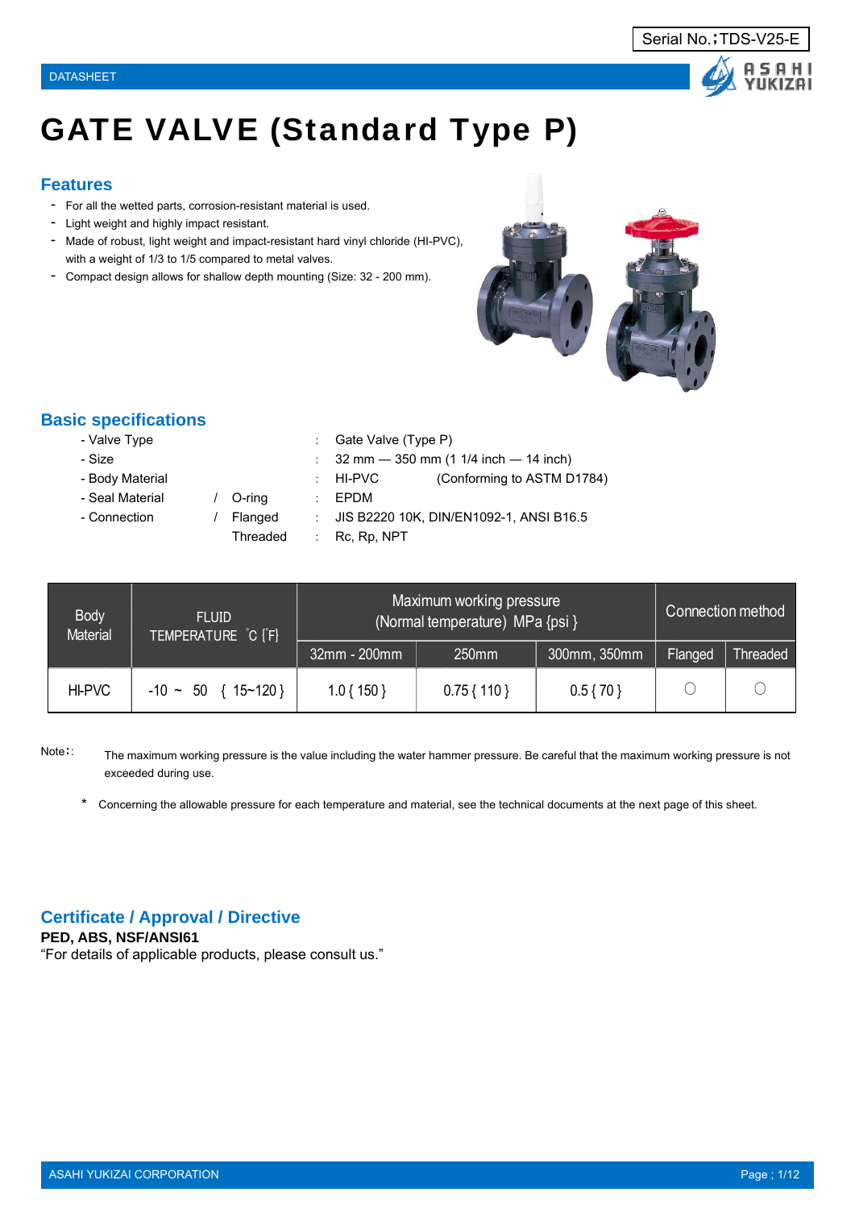Serial No.；TDS-V25-E

DATASHEET

# GATE VALVE (Standard Type P)

## Features

- For all the wetted parts, corrosion-resistant material is used.
- Light weight and highly impact resistant.
- Made of robust, light weight and impact-resistant hard vinyl chloride (HI-PVC), with a weight of 1/3 to 1/5 compared to metal valves.
- Compact design allows for shallow depth mounting (Size: 32 - 200 mm).

## Basic specifications

| | | | | |
|---|---|---|---|---|
| - Valve Type | | | : | Gate Valve (Type P) |
| - Size | | | : | 32 mm — 350 mm (1 1/4 inch — 14 inch) |
| - Body Material | | | : | HI-PVC (Conforming to ASTM D1784) |
| - Seal Material | / | O-ring | : | EPDM |
| - Connection | / | Flanged | : | JIS B2220 10K, DIN/EN1092-1, ANSI B16.5 |
| | | Threaded | : | Rc, Rp, NPT |

| Body Material | FLUID TEMPERATURE ℃ {℉} | Maximum working pressure (Normal temperature) MPa {psi} | | | Connection method | |
|---|---|---|---|---|---|---|
| | | 32mm - 200mm | 250mm | 300mm, 350mm | Flanged | Threaded |
| HI-PVC | -10 ~ 50 { 15~120 } | 1.0 { 150 } | 0.75 { 110 } | 0.5 { 70 } | ○ | ○ |

Note：: The maximum working pressure is the value including the water hammer pressure. Be careful that the maximum working pressure is not exceeded during use.

\* Concerning the allowable pressure for each temperature and material, see the technical documents at the next page of this sheet.

## Certificate / Approval / Directive

**PED, ABS, NSF/ANSI61**

"For details of applicable products, please consult us."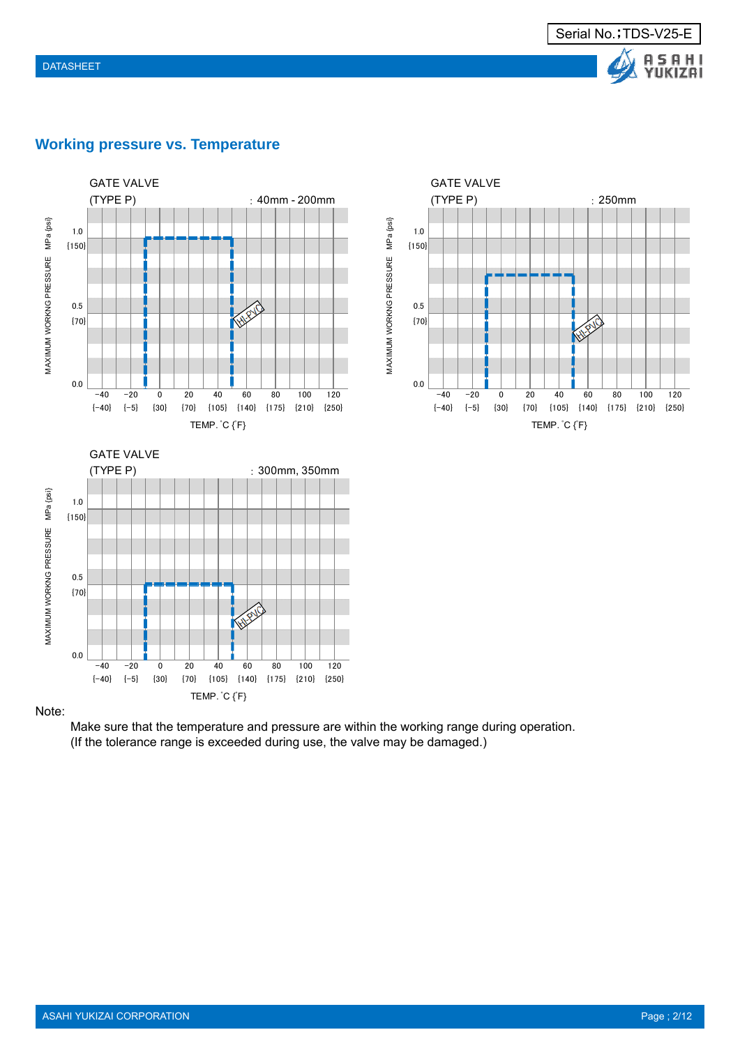## Working pressure vs. Temperature

GATE VALVE
(TYPE P) : 40mm - 200mm

MAXIMUM WORKNG PRESSURE MPa {psi}

1.0 {150}
0.5 {70}
0.0

−40 {−40} −20 {−5} 0 {30} 20 {70} 40 {105} 60 {140} 80 {175} 100 {210} 120 {250}

TEMP. ˚C {˚F}

HI-PVC

GATE VALVE
(TYPE P) : 250mm

MAXIMUM WORKNG PRESSURE MPa {psi}

1.0 {150}
0.5 {70}
0.0

−40 {−40} −20 {−5} 0 {30} 20 {70} 40 {105} 60 {140} 80 {175} 100 {210} 120 {250}

TEMP. ˚C {˚F}

HI-PVC

GATE VALVE
(TYPE P) : 300mm, 350mm

MAXIMUM WORKNG PRESSURE MPa {psi}

1.0 {150}
0.5 {70}
0.0

−40 {−40} −20 {−5} 0 {30} 20 {70} 40 {105} 60 {140} 80 {175} 100 {210} 120 {250}

TEMP. ˚C {˚F}

HI-PVC

Note:

Make sure that the temperature and pressure are within the working range during operation.
(If the tolerance range is exceeded during use, the valve may be damaged.)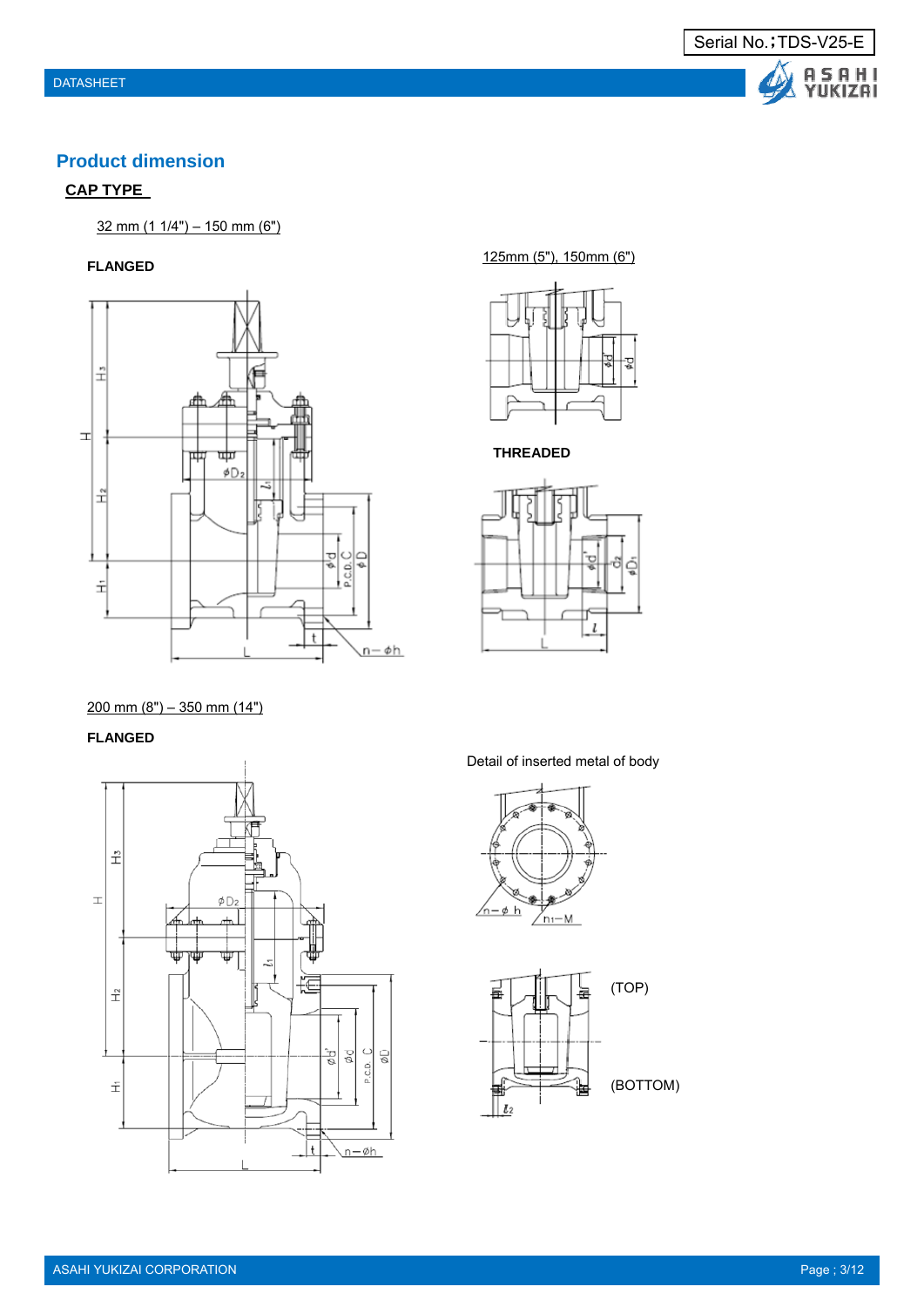## Product dimension

**CAP TYPE**

32 mm (1 1/4") – 150 mm (6")

**FLANGED**

125mm (5"), 150mm (6")

**THREADED**

200 mm (8") – 350 mm (14")

**FLANGED**

Detail of inserted metal of body

(TOP)

(BOTTOM)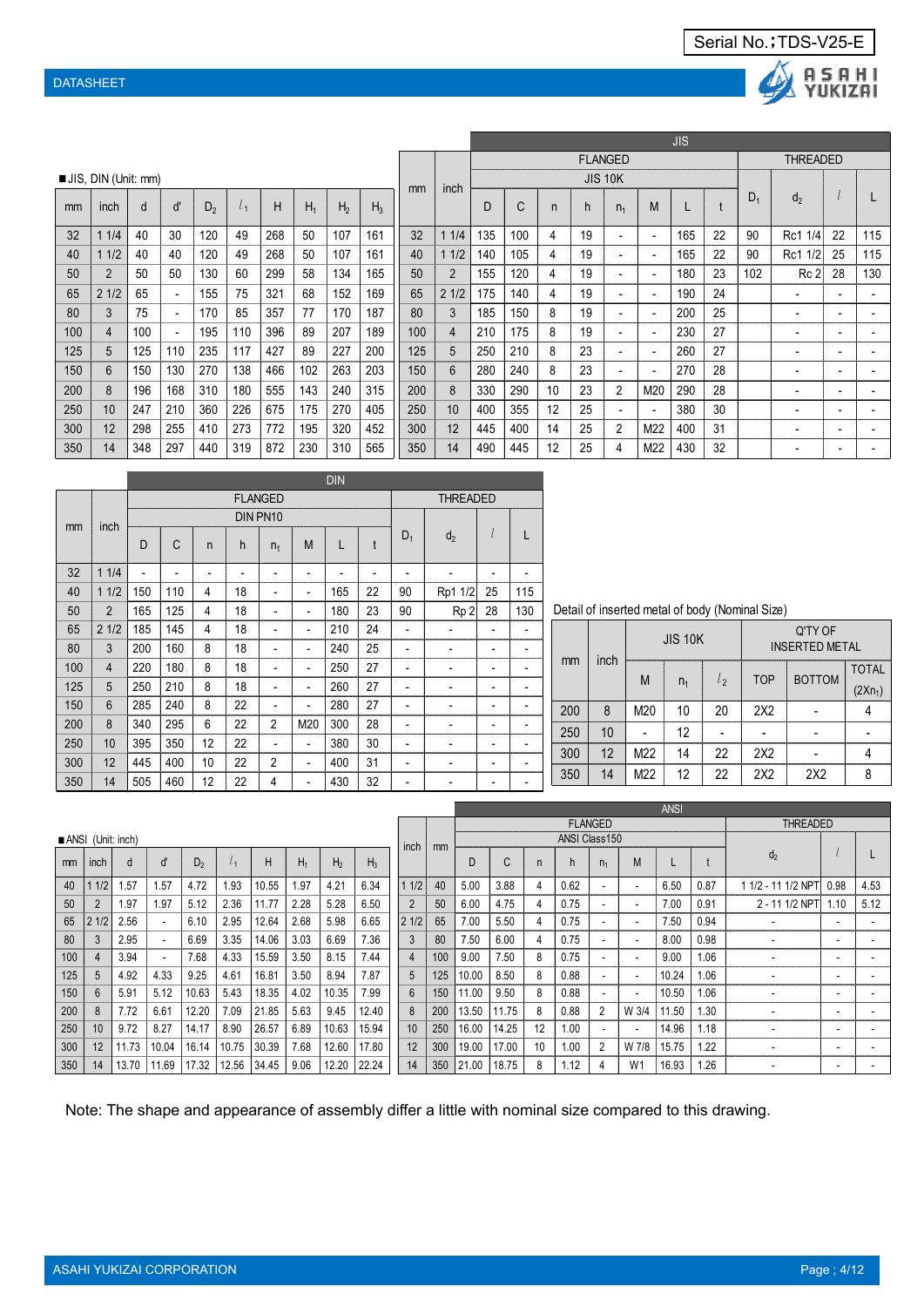Serial No.;TDS-V25-E

DATASHEET

■JIS, DIN (Unit: mm)

| mm | inch | d | d' | $D_2$ | $l_1$ | H | $H_1$ | $H_2$ | $H_3$ |
|---|---|---|---|---|---|---|---|---|---|
| 32 | 1 1/4 | 40 | 30 | 120 | 49 | 268 | 50 | 107 | 161 |
| 40 | 1 1/2 | 40 | 40 | 120 | 49 | 268 | 50 | 107 | 161 |
| 50 | 2 | 50 | 50 | 120 | 60 | 299 | 58 | 134 | 165 |
| 65 | 2 1/2 | 65 | - | 155 | 75 | 321 | 68 | 152 | 169 |
| 80 | 3 | 75 | - | 170 | 85 | 357 | 77 | 170 | 187 |
| 100 | 4 | 100 | - | 195 | 110 | 396 | 89 | 207 | 189 |
| 125 | 5 | 125 | 110 | 235 | 117 | 427 | 89 | 227 | 200 |
| 150 | 6 | 150 | 130 | 270 | 138 | 466 | 102 | 263 | 203 |
| 200 | 8 | 196 | 168 | 310 | 180 | 555 | 143 | 240 | 315 |
| 250 | 10 | 247 | 210 | 360 | 226 | 675 | 175 | 270 | 405 |
| 300 | 12 | 298 | 255 | 410 | 273 | 772 | 195 | 320 | 452 |
| 350 | 14 | 348 | 297 | 440 | 319 | 872 | 230 | 310 | 565 |

| | | JIS | | | | | | | | | | | |
|---|---|---|---|---|---|---|---|---|---|---|---|---|---|
| | | FLANGED | | | | | | | | THREADED | | | |
| | | JIS 10K | | | | | | | | | | | |
| mm | inch | D | C | n | h | $n_1$ | M | L | t | $D_1$ | $d_2$ | $l$ | L |
| 32 | 1 1/4 | 135 | 100 | 4 | 19 | - | - | 165 | 22 | 90 | Rc1 1/4 | 22 | 115 |
| 40 | 1 1/2 | 140 | 105 | 4 | 19 | - | - | 165 | 22 | 90 | Rc1 1/2 | 25 | 115 |
| 50 | 2 | 155 | 120 | 4 | 19 | - | - | 180 | 23 | 102 | Rc 2 | 28 | 130 |
| 65 | 2 1/2 | 175 | 140 | 4 | 19 | - | - | 190 | 24 | | - | - | - |
| 80 | 3 | 185 | 150 | 8 | 19 | - | - | 200 | 25 | | - | - | - |
| 100 | 4 | 210 | 175 | 8 | 19 | - | - | 230 | 27 | | - | - | - |
| 125 | 5 | 250 | 210 | 8 | 23 | - | - | 260 | 27 | | - | - | - |
| 150 | 6 | 280 | 240 | 8 | 23 | - | - | 270 | 28 | | - | - | - |
| 200 | 8 | 330 | 290 | 10 | 23 | 2 | M20 | 290 | 28 | | - | - | - |
| 250 | 10 | 400 | 355 | 12 | 25 | - | - | 380 | 30 | | - | - | - |
| 300 | 12 | 445 | 400 | 14 | 25 | 2 | M22 | 400 | 31 | | - | - | - |
| 350 | 14 | 490 | 445 | 12 | 25 | 4 | M22 | 430 | 32 | | - | - | - |

| | | DIN | | | | | | | | | | | |
|---|---|---|---|---|---|---|---|---|---|---|---|---|---|
| | | FLANGED | | | | | | | | THREADED | | | |
| | | DIN PN10 | | | | | | | | | | | |
| mm | inch | D | C | n | h | $n_1$ | M | L | t | $D_1$ | $d_2$ | $l$ | L |
| 32 | 1 1/4 | - | - | - | - | - | - | - | - | - | - | - | - |
| 40 | 1 1/2 | 150 | 110 | 4 | 18 | - | - | 165 | 22 | 90 | Rp1 1/2 | 25 | 115 |
| 50 | 2 | 165 | 125 | 4 | 18 | - | - | 180 | 23 | 90 | Rp 2 | 28 | 130 |
| 65 | 2 1/2 | 185 | 145 | 4 | 18 | - | - | 210 | 24 | - | - | - | - |
| 80 | 3 | 200 | 160 | 8 | 18 | - | - | 240 | 25 | - | - | - | - |
| 100 | 4 | 220 | 180 | 8 | 18 | - | - | 250 | 27 | - | - | - | - |
| 125 | 5 | 250 | 210 | 8 | 18 | - | - | 260 | 27 | - | - | - | - |
| 150 | 6 | 285 | 240 | 8 | 22 | - | - | 280 | 27 | - | - | - | - |
| 200 | 8 | 340 | 295 | 6 | 22 | 2 | M20 | 300 | 28 | - | - | - | - |
| 250 | 10 | 395 | 350 | 12 | 22 | - | - | 380 | 30 | - | - | - | - |
| 300 | 12 | 445 | 400 | 10 | 22 | 2 | - | 400 | 31 | - | - | - | - |
| 350 | 14 | 505 | 460 | 12 | 22 | 4 | - | 430 | 32 | - | - | - | - |

Detail of inserted metal of body (Nominal Size)

| mm | inch | JIS 10K | | | Q'TY OF INSERTED METAL | | |
|---|---|---|---|---|---|---|---|
| | | M | $n_1$ | $l_2$ | TOP | BOTTOM | TOTAL ($2Xn_1$) |
| 200 | 8 | M20 | 10 | 20 | 2X2 | - | 4 |
| 250 | 10 | - | 12 | - | - | - | - |
| 300 | 12 | M22 | 14 | 22 | 2X2 | - | 4 |
| 350 | 14 | M22 | 12 | 22 | 2X2 | 2X2 | 8 |

■ANSI (Unit: inch)

| mm | inch | d | d' | $D_2$ | $l_1$ | H | $H_1$ | $H_2$ | $H_3$ |
|---|---|---|---|---|---|---|---|---|---|
| 40 | 1 1/2 | 1.57 | 1.57 | 4.72 | 1.93 | 10.55 | 1.97 | 4.21 | 6.34 |
| 50 | 2 | 1.97 | 1.97 | 5.12 | 2.36 | 11.77 | 2.28 | 5.28 | 6.50 |
| 65 | 2 1/2 | 2.56 | - | 6.10 | 2.95 | 12.64 | 2.68 | 5.98 | 6.65 |
| 80 | 3 | 2.95 | - | 6.69 | 3.35 | 14.06 | 3.03 | 6.69 | 7.36 |
| 100 | 4 | 3.94 | - | 7.68 | 4.33 | 15.59 | 3.50 | 8.15 | 7.44 |
| 125 | 5 | 4.92 | 4.33 | 9.25 | 4.61 | 16.81 | 3.50 | 8.94 | 7.87 |
| 150 | 6 | 5.91 | 5.12 | 10.63 | 5.43 | 18.35 | 4.02 | 10.35 | 7.99 |
| 200 | 8 | 7.72 | 6.61 | 12.20 | 7.09 | 21.85 | 5.63 | 9.45 | 12.40 |
| 250 | 10 | 9.72 | 8.27 | 14.17 | 8.90 | 26.57 | 6.89 | 10.63 | 15.94 |
| 300 | 12 | 11.73 | 10.04 | 16.14 | 10.75 | 30.39 | 7.68 | 12.60 | 17.80 |
| 350 | 14 | 13.70 | 11.69 | 17.32 | 12.56 | 34.45 | 9.06 | 12.20 | 22.24 |

| | | ANSI | | | | | | | | | | |
|---|---|---|---|---|---|---|---|---|---|---|---|---|
| | | FLANGED | | | | | | | | THREADED | | |
| | | ANSI Class150 | | | | | | | | | | |
| inch | mm | D | C | n | h | $n_1$ | M | L | t | $d_2$ | $l$ | L |
| 1 1/2 | 40 | 5.00 | 3.88 | 4 | 0.62 | - | - | 6.50 | 0.87 | 1 1/2 - 11 1/2 NPT | 0.98 | 4.53 |
| 2 | 50 | 6.00 | 4.75 | 4 | 0.75 | - | - | 7.00 | 0.91 | 2 - 11 1/2 NPT | 1.10 | 5.12 |
| 2 1/2 | 65 | 7.00 | 5.50 | 4 | 0.75 | - | - | 7.50 | 0.94 | - | - | - |
| 3 | 80 | 7.50 | 6.00 | 4 | 0.75 | - | - | 8.00 | 0.98 | - | - | - |
| 4 | 100 | 9.00 | 7.50 | 8 | 0.75 | - | - | 9.00 | 1.06 | - | - | - |
| 5 | 125 | 10.00 | 8.50 | 8 | 0.88 | - | - | 10.24 | 1.06 | - | - | - |
| 6 | 150 | 11.00 | 9.50 | 8 | 0.88 | - | - | 10.50 | 1.06 | - | - | - |
| 8 | 200 | 13.50 | 11.75 | 8 | 0.88 | 2 | W 3/4 | 11.50 | 1.30 | - | - | - |
| 10 | 250 | 16.00 | 14.25 | 12 | 1.00 | - | - | 14.96 | 1.18 | - | - | - |
| 12 | 300 | 19.00 | 17.00 | 10 | 1.00 | 2 | W 7/8 | 15.75 | 1.22 | - | - | - |
| 14 | 350 | 21.00 | 18.75 | 8 | 1.12 | 4 | W1 | 16.93 | 1.26 | - | - | - |

Note: The shape and appearance of assembly differ a little with nominal size compared to this drawing.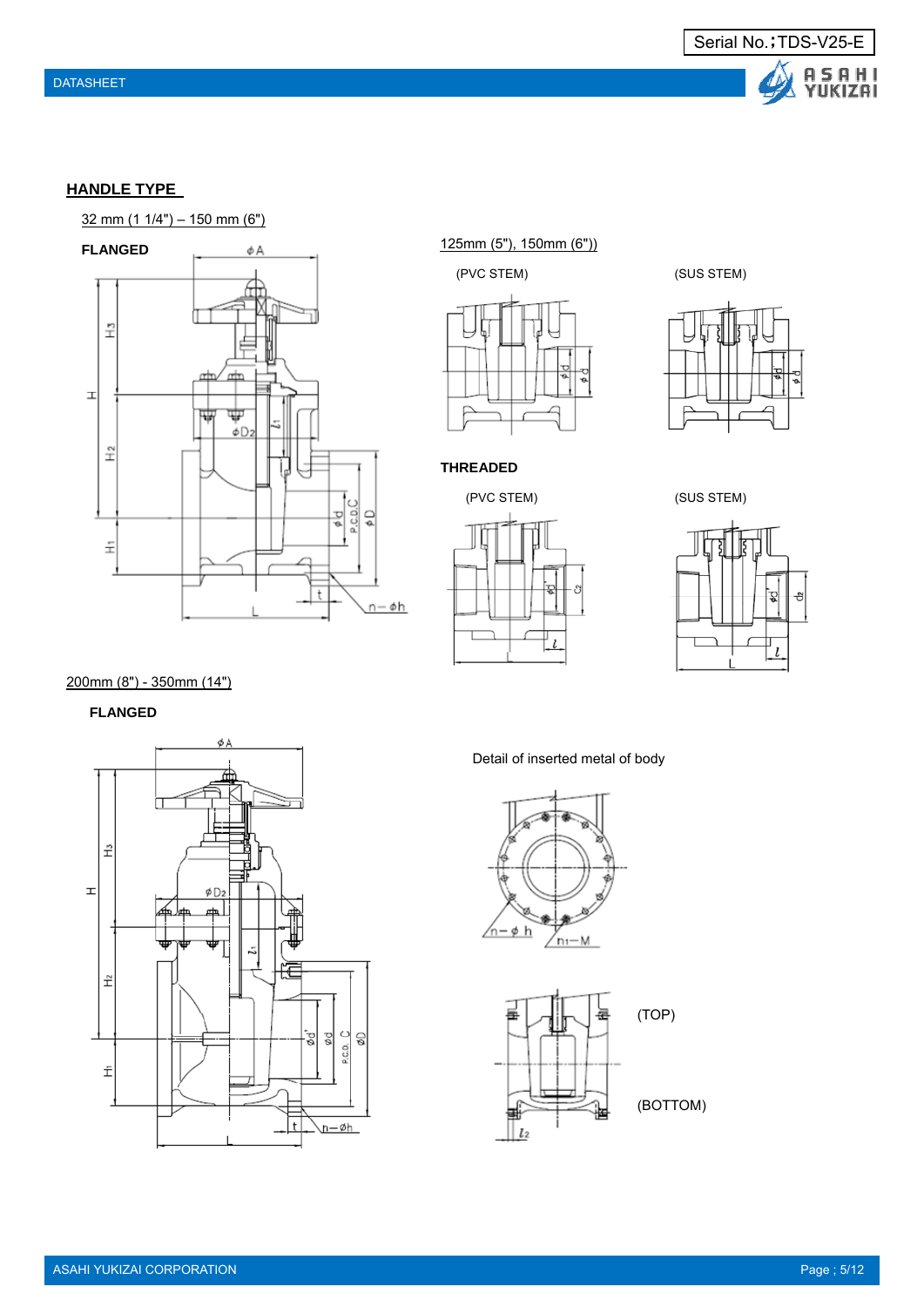## HANDLE TYPE

32 mm (1 1/4") – 150 mm (6")

**FLANGED**

125mm (5"), 150mm (6"))

(PVC STEM)

(SUS STEM)

**THREADED**

(PVC STEM)

(SUS STEM)

200mm (8") - 350mm (14")

**FLANGED**

Detail of inserted metal of body

(TOP)

(BOTTOM)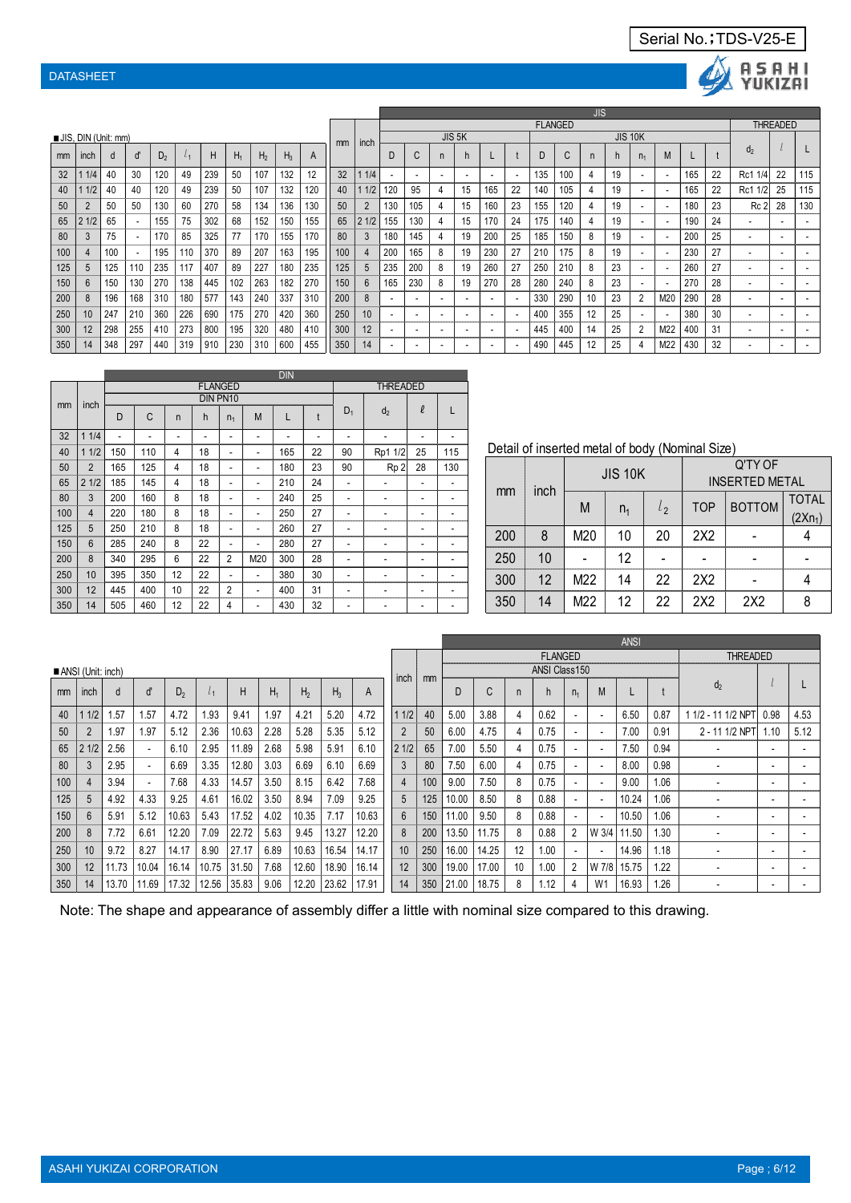Serial No.;TDS-V25-E

DATASHEET

■JIS, DIN (Unit: mm)

| mm | inch | d | d' | $D_2$ | $l_1$ | H | $H_1$ | $H_2$ | $H_3$ | A |
|---|---|---|---|---|---|---|---|---|---|---|
| 32 | 1 1/4 | 40 | 30 | 120 | 49 | 239 | 50 | 107 | 132 | 12 |
| 40 | 1 1/2 | 40 | 40 | 120 | 49 | 239 | 50 | 107 | 132 | 120 |
| 50 | 2 | 50 | 50 | 130 | 60 | 270 | 58 | 134 | 136 | 130 |
| 65 | 2 1/2 | 65 | - | 155 | 75 | 302 | 68 | 152 | 150 | 155 |
| 80 | 3 | 75 | - | 170 | 85 | 325 | 77 | 170 | 155 | 170 |
| 100 | 4 | 100 | - | 195 | 110 | 370 | 89 | 207 | 163 | 195 |
| 125 | 5 | 125 | 110 | 235 | 117 | 407 | 89 | 227 | 180 | 235 |
| 150 | 6 | 150 | 130 | 270 | 138 | 445 | 102 | 263 | 182 | 270 |
| 200 | 8 | 196 | 168 | 310 | 180 | 577 | 143 | 240 | 337 | 310 |
| 250 | 10 | 247 | 210 | 360 | 226 | 690 | 175 | 270 | 420 | 360 |
| 300 | 12 | 298 | 255 | 410 | 273 | 800 | 195 | 320 | 480 | 410 |
| 350 | 14 | 348 | 297 | 440 | 319 | 910 | 230 | 310 | 600 | 455 |

| mm | inch | JIS | | | | | | | | | | | | | | | | | |
|---|---|---|---|---|---|---|---|---|---|---|---|---|---|---|---|---|---|---|---|
| | | FLANGED | | | | | | | | | | | | | | THREADED | | |
| | | JIS 5K | | | | | | JIS 10K | | | | | | | | | | |
| | | D | C | n | h | L | t | D | C | n | h | $n_1$ | M | L | t | $d_2$ | $l$ | L |
| 32 | 1 1/4 | - | - | - | - | - | - | 135 | 100 | 4 | 19 | - | - | 165 | 22 | Rc1 1/4 | 22 | 115 |
| 40 | 1 1/2 | 120 | 95 | 4 | 15 | 165 | 22 | 140 | 105 | 4 | 19 | - | - | 165 | 22 | Rc1 1/2 | 25 | 115 |
| 50 | 2 | 130 | 105 | 4 | 15 | 160 | 23 | 155 | 120 | 4 | 19 | - | - | 180 | 23 | Rc 2 | 28 | 130 |
| 65 | 2 1/2 | 155 | 130 | 4 | 15 | 170 | 24 | 175 | 140 | 4 | 19 | - | - | 190 | 24 | - | - | - |
| 80 | 3 | 180 | 145 | 4 | 19 | 200 | 25 | 185 | 150 | 8 | 19 | - | - | 200 | 25 | - | - | - |
| 100 | 4 | 200 | 165 | 8 | 19 | 230 | 27 | 210 | 175 | 8 | 19 | - | - | 230 | 27 | - | - | - |
| 125 | 5 | 235 | 200 | 8 | 19 | 260 | 27 | 250 | 210 | 8 | 23 | - | - | 260 | 27 | - | - | - |
| 150 | 6 | 165 | 230 | 8 | 19 | 270 | 28 | 280 | 240 | 8 | 23 | - | - | 270 | 28 | - | - | - |
| 200 | 8 | - | - | - | - | - | - | 330 | 290 | 10 | 23 | 2 | M20 | 290 | 28 | - | - | - |
| 250 | 10 | - | - | - | - | - | - | 400 | 355 | 12 | 25 | - | - | 380 | 30 | - | - | - |
| 300 | 12 | - | - | - | - | - | - | 445 | 400 | 14 | 25 | 2 | M22 | 400 | 31 | - | - | - |
| 350 | 14 | - | - | - | - | - | - | 490 | 445 | 12 | 25 | 4 | M22 | 430 | 32 | - | - | - |

| mm | inch | DIN | | | | | | | | | | | |
|---|---|---|---|---|---|---|---|---|---|---|---|---|---|
| | | FLANGED | | | | | | | | THREADED | | | |
| | | DIN PN10 | | | | | | | | | | | |
| | | D | C | n | h | $n_1$ | M | L | t | $D_1$ | $d_2$ | $\ell$ | L |
| 32 | 1 1/4 | - | - | - | - | - | - | - | - | - | - | - | - |
| 40 | 1 1/2 | 150 | 110 | 4 | 18 | - | - | 165 | 22 | 90 | Rp1 1/2 | 25 | 115 |
| 50 | 2 | 165 | 125 | 4 | 18 | - | - | 180 | 23 | 90 | Rp 2 | 28 | 130 |
| 65 | 2 1/2 | 185 | 145 | 4 | 18 | - | - | 210 | 24 | - | - | - | - |
| 80 | 3 | 200 | 160 | 8 | 18 | - | - | 240 | 25 | - | - | - | - |
| 100 | 4 | 220 | 180 | 8 | 18 | - | - | 250 | 27 | - | - | - | - |
| 125 | 5 | 250 | 210 | 8 | 18 | - | - | 260 | 27 | - | - | - | - |
| 150 | 6 | 285 | 240 | 8 | 22 | - | - | 280 | 27 | - | - | - | - |
| 200 | 8 | 340 | 295 | 6 | 22 | 2 | M20 | 300 | 28 | - | - | - | - |
| 250 | 10 | 395 | 350 | 12 | 22 | - | - | 380 | 30 | - | - | - | - |
| 300 | 12 | 445 | 400 | 10 | 22 | 2 | - | 400 | 31 | - | - | - | - |
| 350 | 14 | 505 | 460 | 12 | 22 | 4 | - | 430 | 32 | - | - | - | - |

Detail of inserted metal of body (Nominal Size)

| mm | inch | JIS 10K | | | Q'TY OF INSERTED METAL | | |
|---|---|---|---|---|---|---|---|
| | | M | $n_1$ | $l_2$ | TOP | BOTTOM | TOTAL ($2Xn_1$) |
| 200 | 8 | M20 | 10 | 20 | 2X2 | - | 4 |
| 250 | 10 | - | 12 | - | - | - | - |
| 300 | 12 | M22 | 14 | 22 | 2X2 | - | 4 |
| 350 | 14 | M22 | 12 | 22 | 2X2 | 2X2 | 8 |

■ANSI (Unit: inch)

| mm | inch | d | d' | $D_2$ | $l_1$ | H | $H_1$ | $H_2$ | $H_3$ | A |
|---|---|---|---|---|---|---|---|---|---|---|
| 40 | 1 1/2 | 1.57 | 1.57 | 4.72 | 1.93 | 9.41 | 1.97 | 4.21 | 5.20 | 4.72 |
| 50 | 2 | 1.97 | 1.97 | 5.12 | 2.36 | 10.63 | 2.28 | 5.28 | 5.35 | 5.12 |
| 65 | 2 1/2 | 2.56 | - | 6.10 | 2.95 | 11.89 | 2.68 | 5.98 | 5.91 | 6.10 |
| 80 | 3 | 2.95 | - | 6.69 | 3.35 | 12.80 | 3.03 | 6.69 | 6.10 | 6.69 |
| 100 | 4 | 3.94 | - | 7.68 | 4.33 | 14.57 | 3.50 | 8.15 | 6.42 | 7.68 |
| 125 | 5 | 4.92 | 4.33 | 9.25 | 4.61 | 16.02 | 3.50 | 8.94 | 7.09 | 9.25 |
| 150 | 6 | 5.91 | 5.12 | 10.63 | 5.43 | 17.52 | 4.02 | 10.35 | 7.17 | 10.63 |
| 200 | 8 | 7.72 | 6.61 | 12.20 | 7.09 | 22.72 | 5.63 | 9.45 | 13.27 | 12.20 |
| 250 | 10 | 9.72 | 8.27 | 14.17 | 8.90 | 27.17 | 6.89 | 10.63 | 16.54 | 14.17 |
| 300 | 12 | 11.73 | 10.04 | 16.14 | 10.75 | 31.50 | 7.68 | 12.60 | 18.90 | 16.14 |
| 350 | 14 | 13.70 | 11.69 | 17.32 | 12.56 | 35.83 | 9.06 | 12.20 | 23.62 | 17.91 |

| inch | mm | ANSI | | | | | | | | | | |
|---|---|---|---|---|---|---|---|---|---|---|---|---|
| | | FLANGED | | | | | | | | THREADED | | |
| | | ANSI Class150 | | | | | | | | | | |
| | | D | C | n | h | $n_1$ | M | L | t | $d_2$ | $l$ | L |
| 1 1/2 | 40 | 5.00 | 3.88 | 4 | 0.62 | - | - | 6.50 | 0.87 | 1 1/2 - 11 1/2 NPT | 0.98 | 4.53 |
| 2 | 50 | 6.00 | 4.75 | 4 | 0.75 | - | - | 7.00 | 0.91 | 2 - 11 1/2 NPT | 1.10 | 5.12 |
| 2 1/2 | 65 | 7.00 | 5.50 | 4 | 0.75 | - | - | 7.50 | 0.94 | - | - | - |
| 3 | 80 | 7.50 | 6.00 | 4 | 0.75 | - | - | 8.00 | 0.98 | - | - | - |
| 4 | 100 | 9.00 | 7.50 | 8 | 0.75 | - | - | 9.00 | 1.06 | - | - | - |
| 5 | 125 | 10.00 | 8.50 | 8 | 0.88 | - | - | 10.24 | 1.06 | - | - | - |
| 6 | 150 | 11.00 | 9.50 | 8 | 0.88 | - | - | 10.50 | 1.06 | - | - | - |
| 8 | 200 | 13.50 | 11.75 | 8 | 0.88 | 2 | W 3/4 | 11.50 | 1.30 | - | - | - |
| 10 | 250 | 16.00 | 14.25 | 12 | 1.00 | - | - | 14.96 | 1.18 | - | - | - |
| 12 | 300 | 19.00 | 17.00 | 10 | 1.00 | 2 | W 7/8 | 15.75 | 1.22 | - | - | - |
| 14 | 350 | 21.00 | 18.75 | 8 | 1.12 | 4 | W1 | 16.93 | 1.26 | - | - | - |

Note: The shape and appearance of assembly differ a little with nominal size compared to this drawing.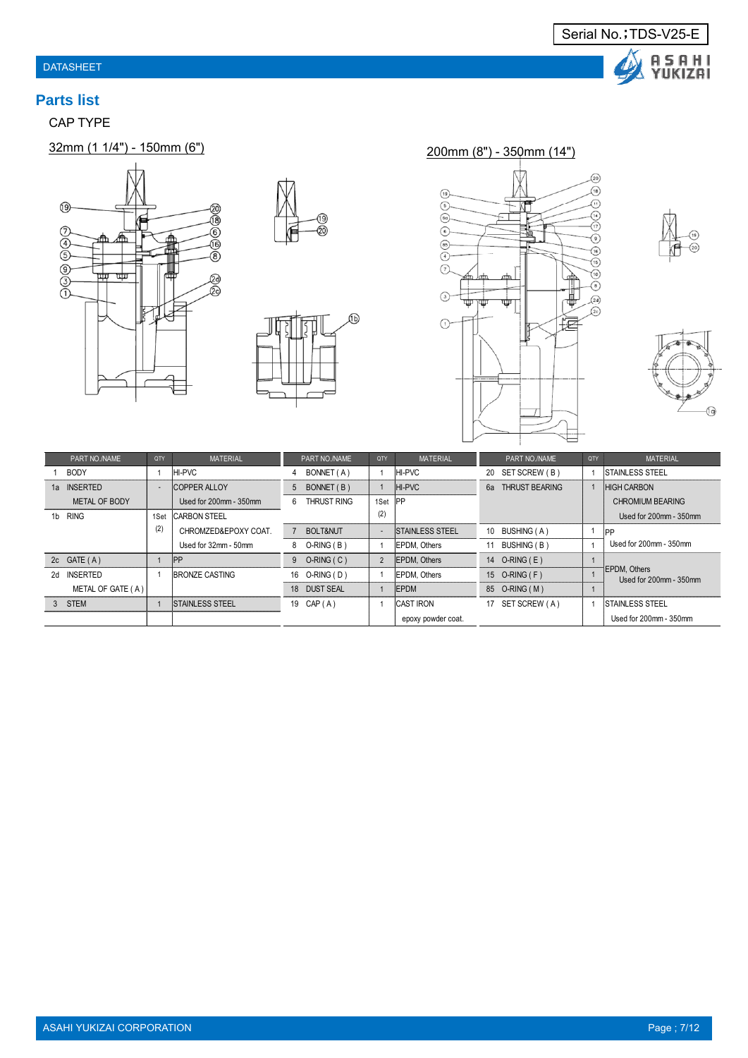Serial No.;TDS-V25-E

DATASHEET

## Parts list

CAP TYPE

32mm (1 1/4") - 150mm (6")

200mm (8") - 350mm (14")

| PART NO./NAME | QTY | MATERIAL | PART NO./NAME | QTY | MATERIAL | PART NO./NAME | QTY | MATERIAL |
|---|---|---|---|---|---|---|---|---|
| 1 BODY | 1 | HI-PVC | 4 BONNET ( A ) | 1 | HI-PVC | 20 SET SCREW ( B ) | 1 | STAINLESS STEEL |
| 1a INSERTED METAL OF BODY | - | COPPER ALLOY Used for 200mm - 350mm | 5 BONNET ( B ) | 1 | HI-PVC | 6a THRUST BEARING | 1 | HIGH CARBON CHROMIUM BEARING Used for 200mm - 350mm |
| 1b RING | 1Set (2) | CARBON STEEL CHROMZED&EPOXY COAT. Used for 32mm - 50mm | 6 THRUST RING | 1Set (2) | PP | | | |
| | | | 7 BOLT&NUT | - | STAINLESS STEEL | 10 BUSHING ( A ) | 1 | PP Used for 200mm - 350mm |
| | | | 8 O-RING ( B ) | 1 | EPDM, Others | 11 BUSHING ( B ) | 1 | |
| 2c GATE ( A ) | 1 | PP | 9 O-RING ( C ) | 2 | EPDM, Others | 14 O-RING ( E ) | 1 | EPDM, Others Used for 200mm - 350mm |
| 2d INSERTED METAL OF GATE ( A ) | 1 | BRONZE CASTING | 16 O-RING ( D ) | 1 | EPDM, Others | 15 O-RING ( F ) | 1 | |
| | | | 18 DUST SEAL | 1 | EPDM | 85 O-RING ( M ) | 1 | |
| 3 STEM | 1 | STAINLESS STEEL | 19 CAP ( A ) | 1 | CAST IRON epoxy powder coat. | 17 SET SCREW ( A ) | 1 | STAINLESS STEEL Used for 200mm - 350mm |

ASAHI YUKIZAI CORPORATION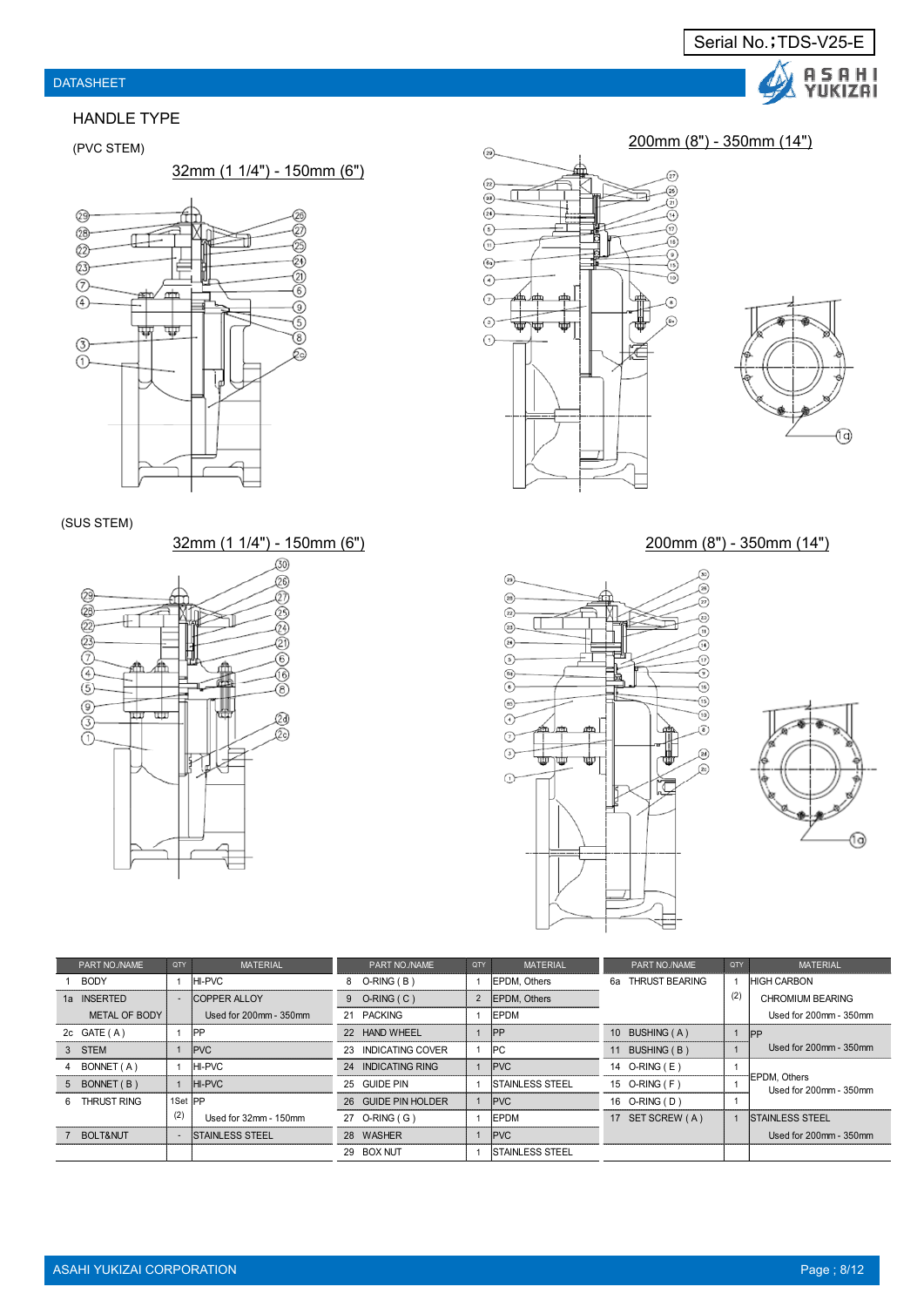Serial No.;TDS-V25-E

DATASHEET

## HANDLE TYPE

(PVC STEM)

32mm (1 1/4") - 150mm (6")

200mm (8") - 350mm (14")

(SUS STEM)

32mm (1 1/4") - 150mm (6")

200mm (8") - 350mm (14")

| PART NO./NAME | QTY | MATERIAL | PART NO./NAME | QTY | MATERIAL | PART NO./NAME | QTY | MATERIAL |
|---|---|---|---|---|---|---|---|---|
| 1 BODY | 1 | HI-PVC | 8 O-RING ( B ) | 1 | EPDM, Others | 6a THRUST BEARING | 1 (2) | HIGH CARBON CHROMIUM BEARING Used for 200mm - 350mm |
| 1a INSERTED METAL OF BODY | - | COPPER ALLOY Used for 200mm - 350mm | 9 O-RING ( C ) | 2 | EPDM, Others | | | |
| | | | 21 PACKING | 1 | EPDM | | | |
| 2c GATE ( A ) | 1 | PP | 22 HAND WHEEL | 1 | PP | 10 BUSHING ( A ) | 1 | PP Used for 200mm - 350mm |
| 3 STEM | 1 | PVC | 23 INDICATING COVER | 1 | PC | 11 BUSHING ( B ) | 1 | |
| 4 BONNET ( A ) | 1 | HI-PVC | 24 INDICATING RING | 1 | PVC | 14 O-RING ( E ) | 1 | EPDM, Others Used for 200mm - 350mm |
| 5 BONNET ( B ) | 1 | HI-PVC | 25 GUIDE PIN | 1 | STAINLESS STEEL | 15 O-RING ( F ) | 1 | |
| 6 THRUST RING | 1Set (2) | PP Used for 32mm - 150mm | 26 GUIDE PIN HOLDER | 1 | PVC | 16 O-RING ( D ) | 1 | |
| | | | 27 O-RING ( G ) | 1 | EPDM | 17 SET SCREW ( A ) | 1 | STAINLESS STEEL Used for 200mm - 350mm |
| 7 BOLT&NUT | - | STAINLESS STEEL | 28 WASHER | 1 | PVC | | | |
| | | | 29 BOX NUT | 1 | STAINLESS STEEL | | | |

ASAHI YUKIZAI CORPORATION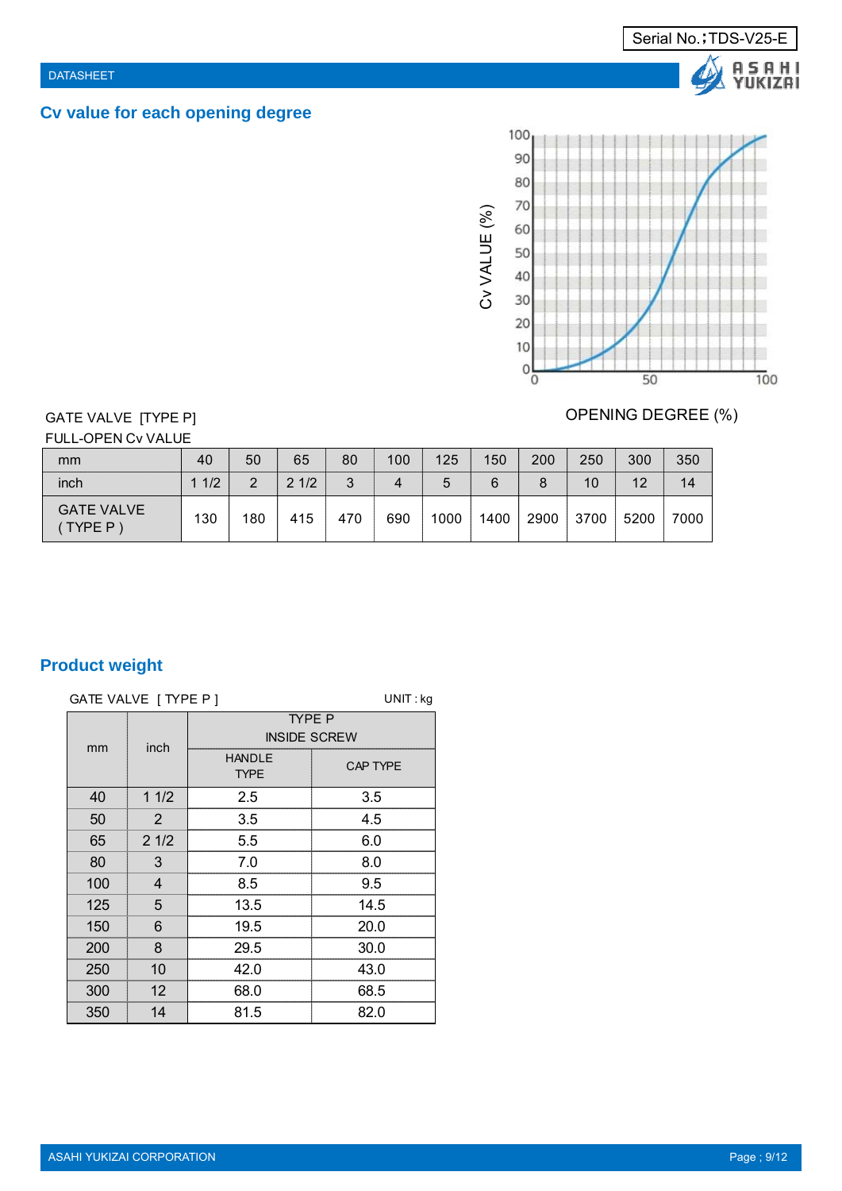## Cv value for each opening degree

GATE VALVE [TYPE P]
FULL-OPEN Cv VALUE

| mm | 40 | 50 | 65 | 80 | 100 | 125 | 150 | 200 | 250 | 300 | 350 |
|---|---|---|---|---|---|---|---|---|---|---|---|
| inch | 1 1/2 | 2 | 2 1/2 | 3 | 4 | 5 | 6 | 8 | 10 | 12 | 14 |
| GATE VALVE ( TYPE P ) | 130 | 180 | 415 | 470 | 690 | 1000 | 1400 | 2900 | 3700 | 5200 | 7000 |

Cv VALUE (%)

OPENING DEGREE (%)

## Product weight

GATE VALVE [ TYPE P ] UNIT : kg

| mm | inch | TYPE P INSIDE SCREW | |
|---|---|---|---|
| | | HANDLE TYPE | CAP TYPE |
| 40 | 1 1/2 | 2.5 | 3.5 |
| 50 | 2 | 3.5 | 4.5 |
| 65 | 2 1/2 | 5.5 | 6.0 |
| 80 | 3 | 7.0 | 8.0 |
| 100 | 4 | 8.5 | 9.5 |
| 125 | 5 | 13.5 | 14.5 |
| 150 | 6 | 19.5 | 20.0 |
| 200 | 8 | 29.5 | 30.0 |
| 250 | 10 | 42.0 | 43.0 |
| 300 | 12 | 68.0 | 68.5 |
| 350 | 14 | 81.5 | 82.0 |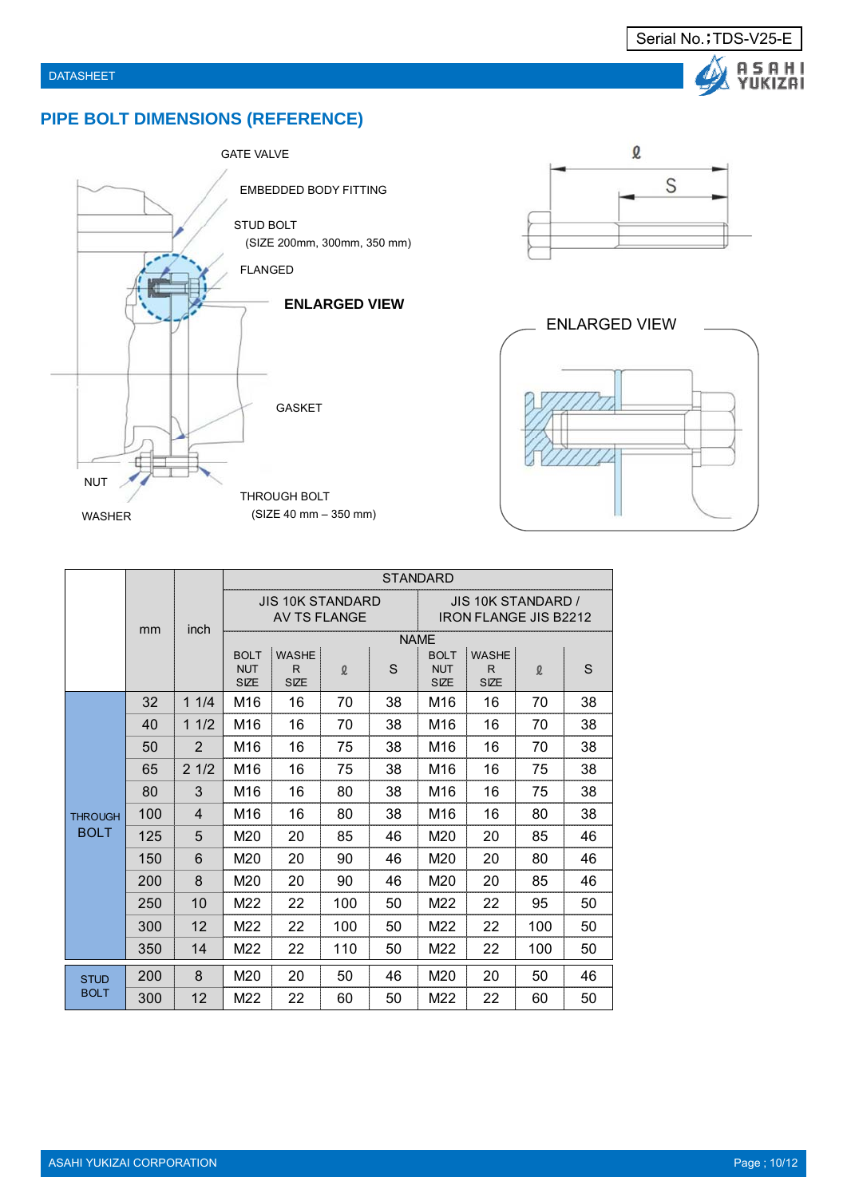Serial No.;TDS-V25-E

DATASHEET

## PIPE BOLT DIMENSIONS (REFERENCE)

GATE VALVE

EMBEDDED BODY FITTING

STUD BOLT
(SIZE 200mm, 300mm, 350 mm)

FLANGED

**ENLARGED VIEW**

GASKET

NUT

WASHER

THROUGH BOLT
(SIZE 40 mm – 350 mm)

ℓ

S

ENLARGED VIEW

| | mm | inch | STANDARD | | | | | | | |
|---|---|---|---|---|---|---|---|---|---|---|
| | | | JIS 10K STANDARD AV TS FLANGE | | | | JIS 10K STANDARD / IRON FLANGE JIS B2212 | | | |
| | | | NAME | | | | | | | |
| | | | BOLT NUT SIZE | WASHER SIZE | ℓ | S | BOLT NUT SIZE | WASHER SIZE | ℓ | S |
| THROUGH BOLT | 32 | 1 1/4 | M16 | 16 | 70 | 38 | M16 | 16 | 70 | 38 |
| | 40 | 1 1/2 | M16 | 16 | 70 | 38 | M16 | 16 | 70 | 38 |
| | 50 | 2 | M16 | 16 | 75 | 38 | M16 | 16 | 70 | 38 |
| | 65 | 2 1/2 | M16 | 16 | 75 | 38 | M16 | 16 | 75 | 38 |
| | 80 | 3 | M16 | 16 | 80 | 38 | M16 | 16 | 75 | 38 |
| | 100 | 4 | M16 | 16 | 80 | 38 | M16 | 16 | 80 | 38 |
| | 125 | 5 | M20 | 20 | 85 | 46 | M20 | 20 | 85 | 46 |
| | 150 | 6 | M20 | 20 | 90 | 46 | M20 | 20 | 80 | 46 |
| | 200 | 8 | M20 | 20 | 90 | 46 | M20 | 20 | 85 | 46 |
| | 250 | 10 | M22 | 22 | 100 | 50 | M22 | 22 | 95 | 50 |
| | 300 | 12 | M22 | 22 | 100 | 50 | M22 | 22 | 100 | 50 |
| | 350 | 14 | M22 | 22 | 110 | 50 | M22 | 22 | 100 | 50 |
| STUD BOLT | 200 | 8 | M20 | 20 | 50 | 46 | M20 | 20 | 50 | 46 |
| | 300 | 12 | M22 | 22 | 60 | 50 | M22 | 22 | 60 | 50 |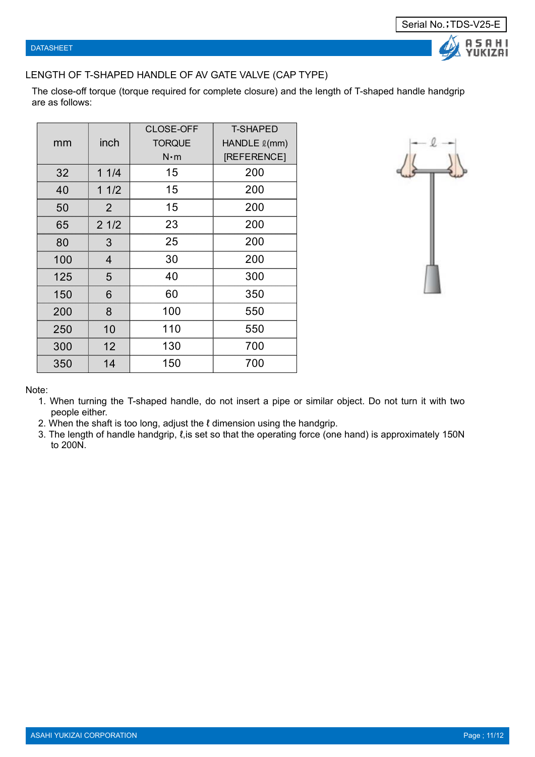Serial No.;TDS-V25-E

DATASHEET

## LENGTH OF T-SHAPED HANDLE OF AV GATE VALVE (CAP TYPE)

The close-off torque (torque required for complete closure) and the length of T-shaped handle handgrip are as follows:

| mm | inch | CLOSE-OFF TORQUE N･m | T-SHAPED HANDLE ℓ(mm) [REFERENCE] |
|---|---|---|---|
| 32 | 1 1/4 | 15 | 200 |
| 40 | 1 1/2 | 15 | 200 |
| 50 | 2 | 15 | 200 |
| 65 | 2 1/2 | 23 | 200 |
| 80 | 3 | 25 | 200 |
| 100 | 4 | 30 | 200 |
| 125 | 5 | 40 | 300 |
| 150 | 6 | 60 | 350 |
| 200 | 8 | 100 | 550 |
| 250 | 10 | 110 | 550 |
| 300 | 12 | 130 | 700 |
| 350 | 14 | 150 | 700 |

Note:

1. When turning the T-shaped handle, do not insert a pipe or similar object. Do not turn it with two people either.
2. When the shaft is too long, adjust the ℓ dimension using the handgrip.
3. The length of handle handgrip, ℓ,is set so that the operating force (one hand) is approximately 150N to 200N.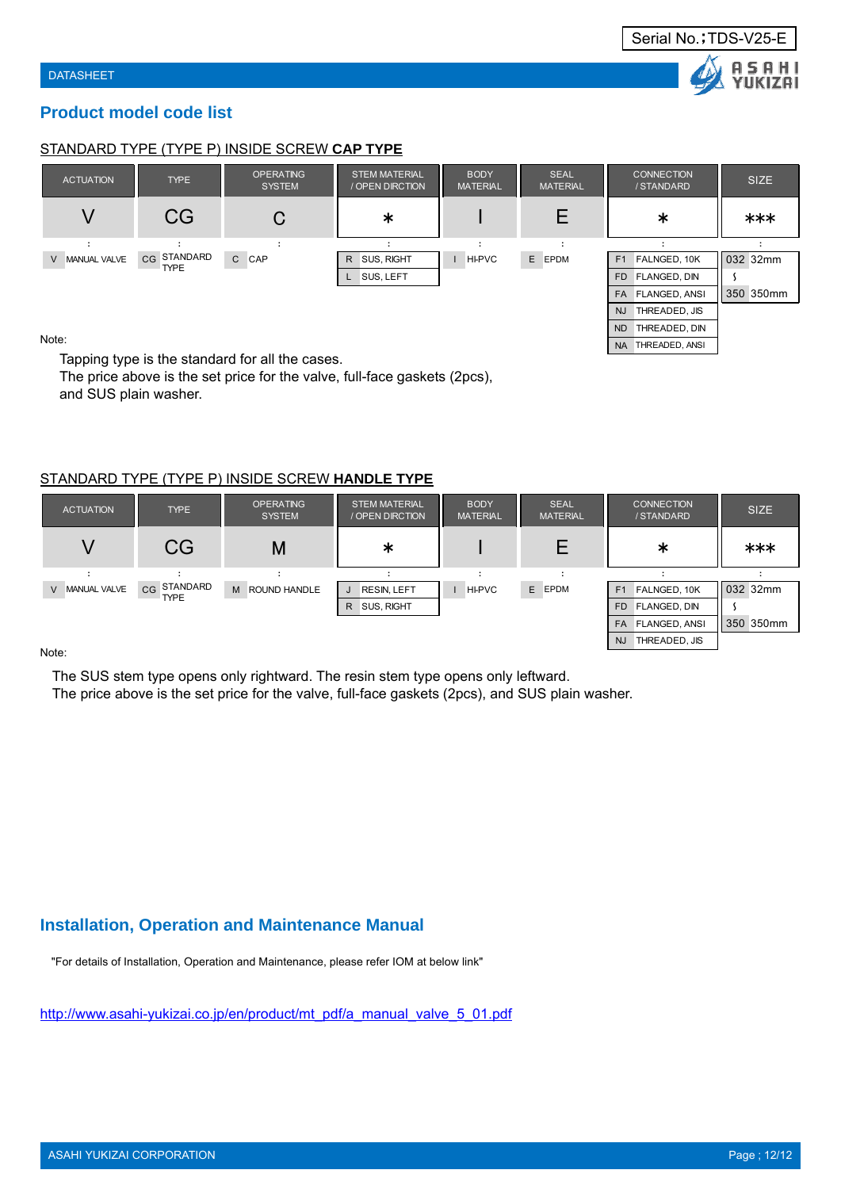## Product model code list

STANDARD TYPE (TYPE P) INSIDE SCREW **CAP TYPE**

| ACTUATION | TYPE | OPERATING SYSTEM | STEM MATERIAL / OPEN DIRCTION | BODY MATERIAL | SEAL MATERIAL | CONNECTION / STANDARD | SIZE |
|---|---|---|---|---|---|---|---|
| V | CG | C | ＊ | I | E | ＊ | ＊＊＊ |
| : | : | : | : | : | : | : | : |
| V MANUAL VALVE | CG STANDARD TYPE | C CAP | R SUS, RIGHT | I HI-PVC | E EPDM | F1 FALNGED, 10K | 032 32mm |
| | | | L SUS, LEFT | | | FD FLANGED, DIN | ∫ |
| | | | | | | FA FLANGED, ANSI | 350 350mm |
| | | | | | | NJ THREADED, JIS | |
| | | | | | | ND THREADED, DIN | |
| | | | | | | NA THREADED, ANSI | |

Note:

Tapping type is the standard for all the cases.
The price above is the set price for the valve, full-face gaskets (2pcs), and SUS plain washer.

STANDARD TYPE (TYPE P) INSIDE SCREW **HANDLE TYPE**

| ACTUATION | TYPE | OPERATING SYSTEM | STEM MATERIAL / OPEN DIRCTION | BODY MATERIAL | SEAL MATERIAL | CONNECTION / STANDARD | SIZE |
|---|---|---|---|---|---|---|---|
| V | CG | M | ＊ | I | E | ＊ | ＊＊＊ |
| : | : | : | : | : | : | : | : |
| V MANUAL VALVE | CG STANDARD TYPE | M ROUND HANDLE | J RESIN, LEFT | I HI-PVC | E EPDM | F1 FALNGED, 10K | 032 32mm |
| | | | R SUS, RIGHT | | | FD FLANGED, DIN | ∫ |
| | | | | | | FA FLANGED, ANSI | 350 350mm |
| | | | | | | NJ THREADED, JIS | |

Note:

The SUS stem type opens only rightward. The resin stem type opens only leftward.
The price above is the set price for the valve, full-face gaskets (2pcs), and SUS plain washer.

## Installation, Operation and Maintenance Manual

"For details of Installation, Operation and Maintenance, please refer IOM at below link"

http://www.asahi-yukizai.co.jp/en/product/mt_pdf/a_manual_valve_5_01.pdf